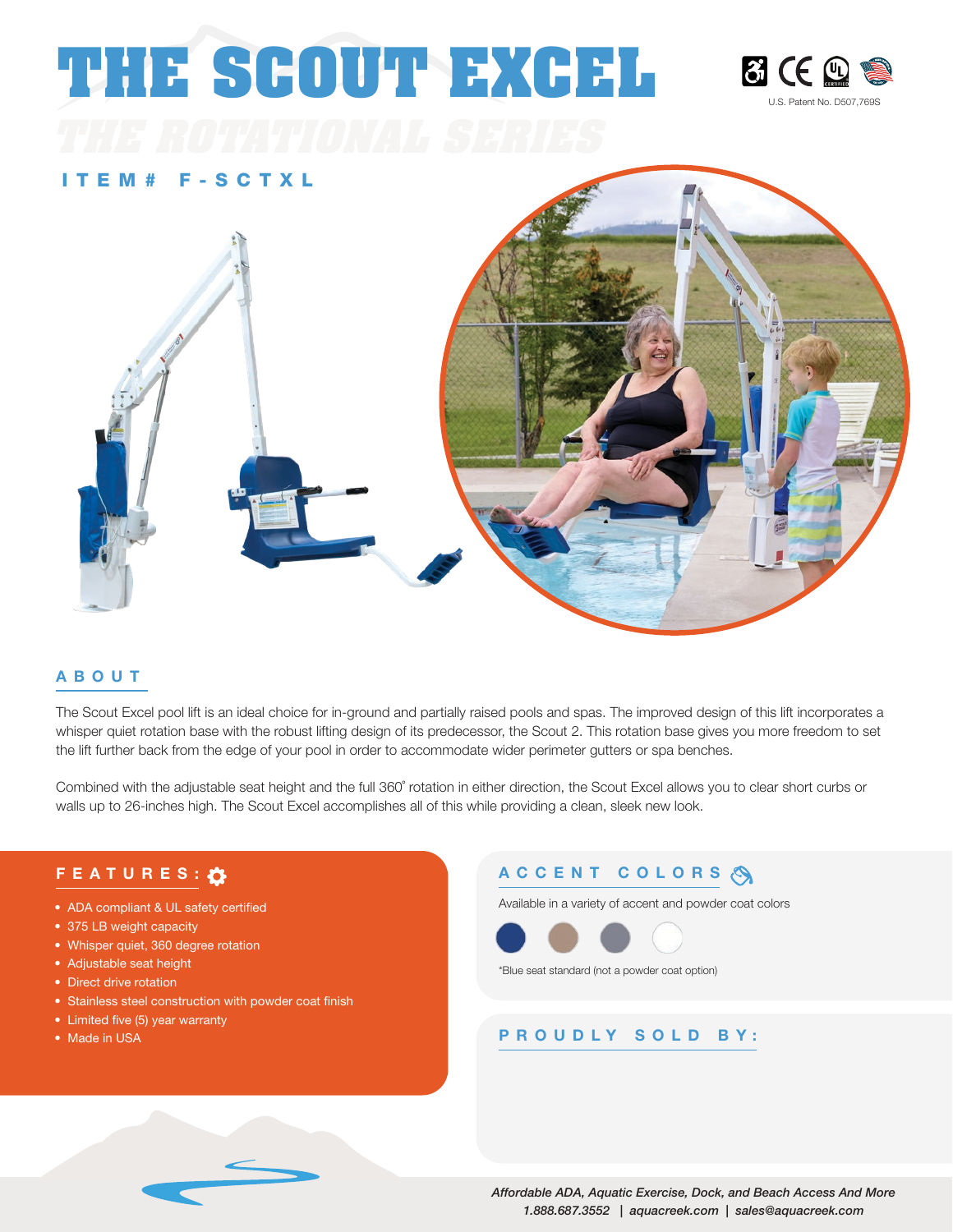# THE SCOUT EXCEL

THE ROTATIONAL SERIES

U.S. Patent No. D507,769S

### ITEM# F-SCTXL

## ABOUT

The Scout Excel pool lift is an ideal choice for in-ground and partially raised pools and spas. The improved design of this lift incorporates a whisper quiet rotation base with the robust lifting design of its predecessor, the Scout 2. This rotation base gives you more freedom to set the lift further back from the edge of your pool in order to accommodate wider perimeter gutters or spa benches.

Combined with the adjustable seat height and the full 360˚ rotation in either direction, the Scout Excel allows you to clear short curbs or walls up to 26-inches high. The Scout Excel accomplishes all of this while providing a clean, sleek new look.

## FEATURES:

- ADA compliant & UL safety certified
- 375 LB weight capacity
- Whisper quiet, 360 degree rotation
- Adjustable seat height
- Direct drive rotation
- Stainless steel construction with powder coat finish
- Limited five (5) year warranty
- Made in USA

## ACCENT COLORS

Available in a variety of accent and powder coat colors

*Blue seat standard (not a powder coat option)

## PROUDLY SOLD BY:

*Affordable ADA, Aquatic Exercise, Dock, and Beach Access And More*
*1.888.687.3552 | aquacreek.com | sales@aquacreek.com*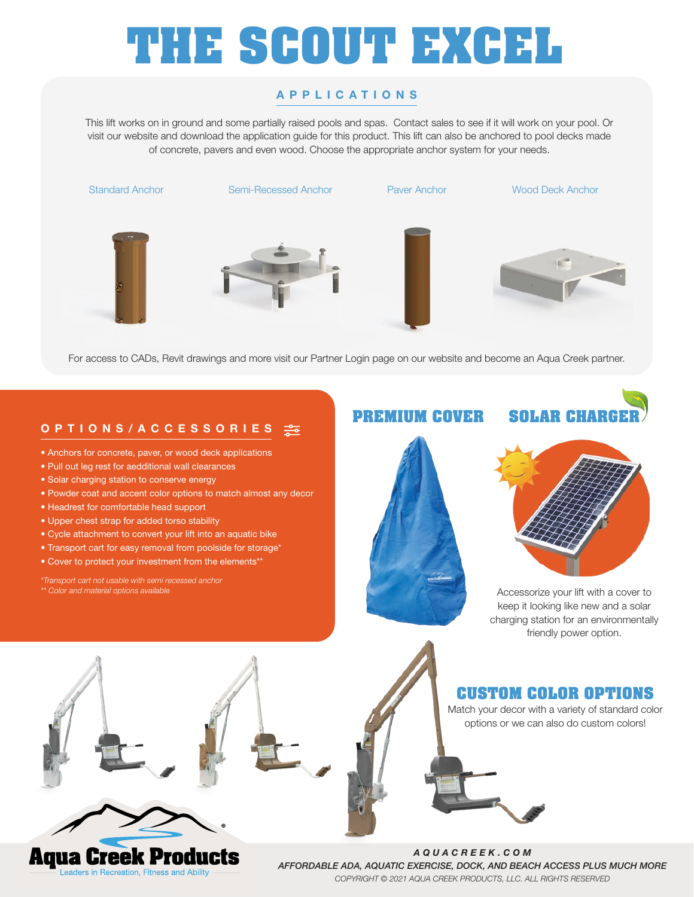# THE SCOUT EXCEL

## APPLICATIONS

This lift works on in ground and some partially raised pools and spas. Contact sales to see if it will work on your pool. Or visit our website and download the application guide for this product. This lift can also be anchored to pool decks made of concrete, pavers and even wood. Choose the appropriate anchor system for your needs.

Standard Anchor

Semi-Recessed Anchor

Paver Anchor

Wood Deck Anchor

For access to CADs, Revit drawings and more visit our Partner Login page on our website and become an Aqua Creek partner.

## OPTIONS/ACCESSORIES

- Anchors for concrete, paver, or wood deck applications
- Pull out leg rest for aedditional wall clearances
- Solar charging station to conserve energy
- Powder coat and accent color options to match almost any decor
- Headrest for comfortable head support
- Upper chest strap for added torso stability
- Cycle attachment to convert your lift into an aquatic bike
- Transport cart for easy removal from poolside for storage*
- Cover to protect your investment from the elements**

*\*Transport cart not usable with semi recessed anchor*
*\*\* Color and material options available*

## PREMIUM COVER

## SOLAR CHARGER

Accessorize your lift with a cover to keep it looking like new and a solar charging station for an environmentally friendly power option.

## CUSTOM COLOR OPTIONS

Match your decor with a variety of standard color options or we can also do custom colors!

**Aqua Creek Products**®
Leaders in Recreation, Fitness and Ability

*AQUACREEK.COM*
*AFFORDABLE ADA, AQUATIC EXERCISE, DOCK, AND BEACH ACCESS PLUS MUCH MORE*
*COPYRIGHT © 2021 AQUA CREEK PRODUCTS, LLC. ALL RIGHTS RESERVED*